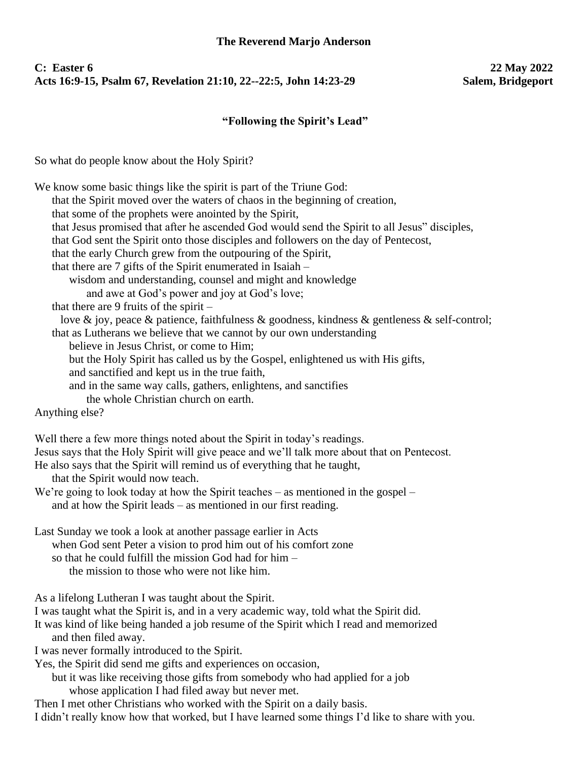**The Reverend Marjo Anderson**

**C: Easter 6** **22 May 2022**
**Acts 16:9-15, Psalm 67, Revelation 21:10, 22--22:5, John 14:23-29** **Salem, Bridgeport**

**"Following the Spirit's Lead"**

So what do people know about the Holy Spirit?

We know some basic things like the spirit is part of the Triune God:
that the Spirit moved over the waters of chaos in the beginning of creation,
that some of the prophets were anointed by the Spirit,
that Jesus promised that after he ascended God would send the Spirit to all Jesus" disciples,
that God sent the Spirit onto those disciples and followers on the day of Pentecost,
that the early Church grew from the outpouring of the Spirit,
that there are 7 gifts of the Spirit enumerated in Isaiah –
wisdom and understanding, counsel and might and knowledge
and awe at God's power and joy at God's love;
that there are 9 fruits of the spirit –
love & joy, peace & patience, faithfulness & goodness, kindness & gentleness & self-control;
that as Lutherans we believe that we cannot by our own understanding
believe in Jesus Christ, or come to Him;
but the Holy Spirit has called us by the Gospel, enlightened us with His gifts,
and sanctified and kept us in the true faith,
and in the same way calls, gathers, enlightens, and sanctifies
the whole Christian church on earth.
Anything else?

Well there a few more things noted about the Spirit in today's readings.
Jesus says that the Holy Spirit will give peace and we'll talk more about that on Pentecost.
He also says that the Spirit will remind us of everything that he taught,
that the Spirit would now teach.
We're going to look today at how the Spirit teaches – as mentioned in the gospel –
and at how the Spirit leads – as mentioned in our first reading.

Last Sunday we took a look at another passage earlier in Acts
when God sent Peter a vision to prod him out of his comfort zone
so that he could fulfill the mission God had for him –
the mission to those who were not like him.

As a lifelong Lutheran I was taught about the Spirit.
I was taught what the Spirit is, and in a very academic way, told what the Spirit did.
It was kind of like being handed a job resume of the Spirit which I read and memorized
and then filed away.
I was never formally introduced to the Spirit.
Yes, the Spirit did send me gifts and experiences on occasion,
but it was like receiving those gifts from somebody who had applied for a job
whose application I had filed away but never met.
Then I met other Christians who worked with the Spirit on a daily basis.
I didn't really know how that worked, but I have learned some things I'd like to share with you.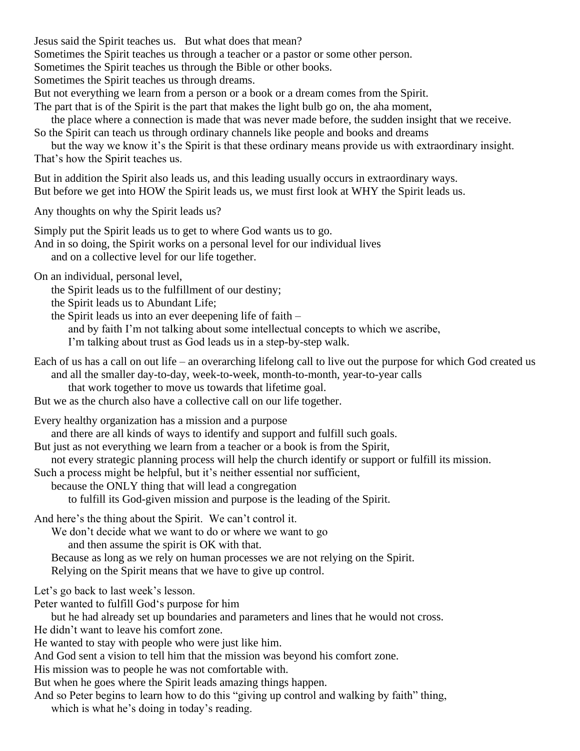Jesus said the Spirit teaches us. But what does that mean?
Sometimes the Spirit teaches us through a teacher or a pastor or some other person.
Sometimes the Spirit teaches us through the Bible or other books.
Sometimes the Spirit teaches us through dreams.
But not everything we learn from a person or a book or a dream comes from the Spirit.
The part that is of the Spirit is the part that makes the light bulb go on, the aha moment,
the place where a connection is made that was never made before, the sudden insight that we receive.
So the Spirit can teach us through ordinary channels like people and books and dreams
but the way we know it's the Spirit is that these ordinary means provide us with extraordinary insight.
That's how the Spirit teaches us.

But in addition the Spirit also leads us, and this leading usually occurs in extraordinary ways.
But before we get into HOW the Spirit leads us, we must first look at WHY the Spirit leads us.

Any thoughts on why the Spirit leads us?

Simply put the Spirit leads us to get to where God wants us to go.
And in so doing, the Spirit works on a personal level for our individual lives
and on a collective level for our life together.

On an individual, personal level,
the Spirit leads us to the fulfillment of our destiny;
the Spirit leads us to Abundant Life;
the Spirit leads us into an ever deepening life of faith –
and by faith I'm not talking about some intellectual concepts to which we ascribe,
I'm talking about trust as God leads us in a step-by-step walk.

Each of us has a call on out life – an overarching lifelong call to live out the purpose for which God created us
and all the smaller day-to-day, week-to-week, month-to-month, year-to-year calls
that work together to move us towards that lifetime goal.
But we as the church also have a collective call on our life together.

Every healthy organization has a mission and a purpose
and there are all kinds of ways to identify and support and fulfill such goals.
But just as not everything we learn from a teacher or a book is from the Spirit,
not every strategic planning process will help the church identify or support or fulfill its mission.
Such a process might be helpful, but it's neither essential nor sufficient,
because the ONLY thing that will lead a congregation
to fulfill its God-given mission and purpose is the leading of the Spirit.

And here's the thing about the Spirit. We can't control it.
We don't decide what we want to do or where we want to go
and then assume the spirit is OK with that.
Because as long as we rely on human processes we are not relying on the Spirit.
Relying on the Spirit means that we have to give up control.

Let's go back to last week's lesson.
Peter wanted to fulfill God's purpose for him
but he had already set up boundaries and parameters and lines that he would not cross.
He didn't want to leave his comfort zone.
He wanted to stay with people who were just like him.
And God sent a vision to tell him that the mission was beyond his comfort zone.
His mission was to people he was not comfortable with.
But when he goes where the Spirit leads amazing things happen.
And so Peter begins to learn how to do this "giving up control and walking by faith" thing,
which is what he's doing in today's reading.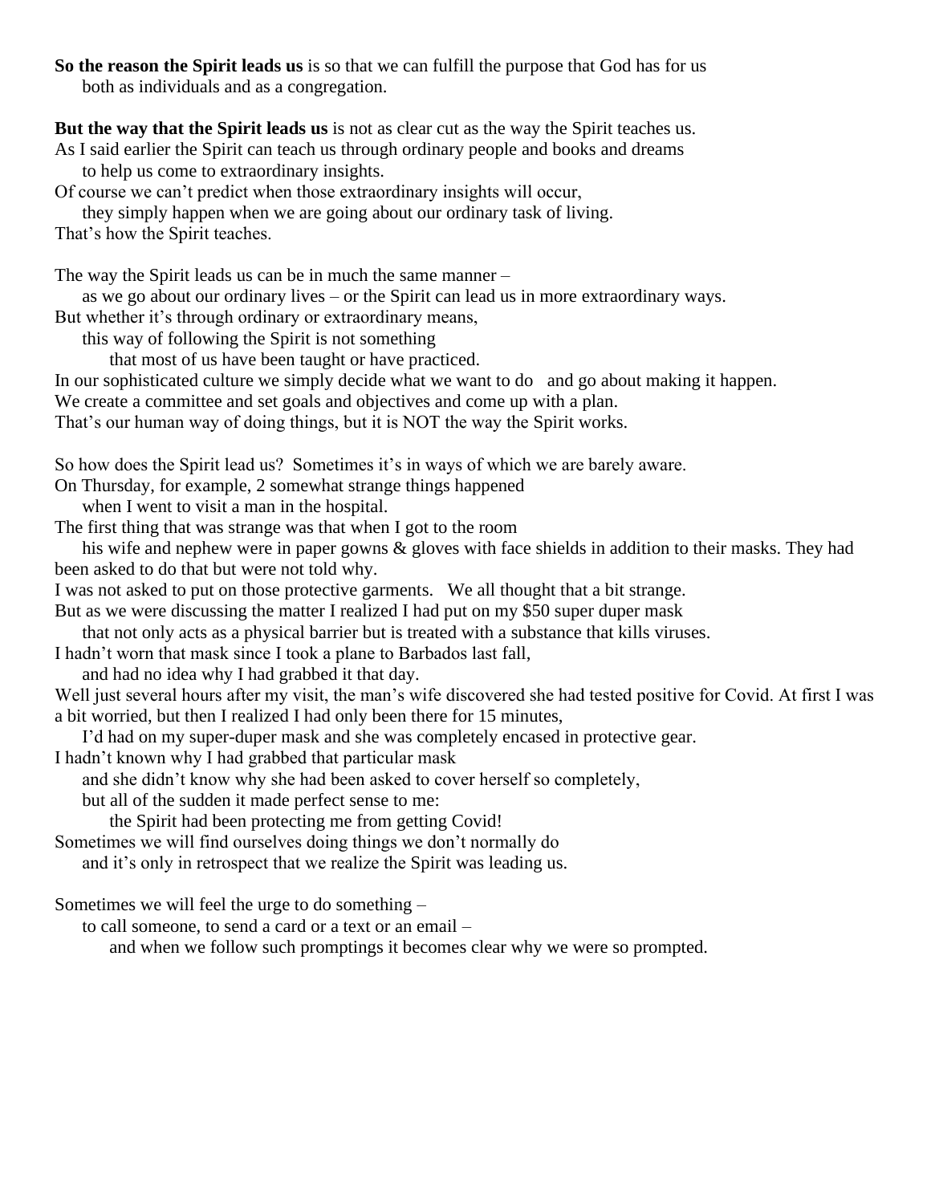**So the reason the Spirit leads us** is so that we can fulfill the purpose that God has for us both as individuals and as a congregation.

**But the way that the Spirit leads us** is not as clear cut as the way the Spirit teaches us.
As I said earlier the Spirit can teach us through ordinary people and books and dreams to help us come to extraordinary insights.
Of course we can't predict when those extraordinary insights will occur, they simply happen when we are going about our ordinary task of living.
That's how the Spirit teaches.

The way the Spirit leads us can be in much the same manner – as we go about our ordinary lives – or the Spirit can lead us in more extraordinary ways.
But whether it's through ordinary or extraordinary means, this way of following the Spirit is not something that most of us have been taught or have practiced.
In our sophisticated culture we simply decide what we want to do and go about making it happen.
We create a committee and set goals and objectives and come up with a plan.
That's our human way of doing things, but it is NOT the way the Spirit works.

So how does the Spirit lead us? Sometimes it's in ways of which we are barely aware.
On Thursday, for example, 2 somewhat strange things happened when I went to visit a man in the hospital.
The first thing that was strange was that when I got to the room his wife and nephew were in paper gowns & gloves with face shields in addition to their masks. They had been asked to do that but were not told why.
I was not asked to put on those protective garments. We all thought that a bit strange.
But as we were discussing the matter I realized I had put on my $50 super duper mask that not only acts as a physical barrier but is treated with a substance that kills viruses.
I hadn't worn that mask since I took a plane to Barbados last fall, and had no idea why I had grabbed it that day.
Well just several hours after my visit, the man's wife discovered she had tested positive for Covid. At first I was a bit worried, but then I realized I had only been there for 15 minutes, I'd had on my super-duper mask and she was completely encased in protective gear.
I hadn't known why I had grabbed that particular mask and she didn't know why she had been asked to cover herself so completely, but all of the sudden it made perfect sense to me: the Spirit had been protecting me from getting Covid!
Sometimes we will find ourselves doing things we don't normally do and it's only in retrospect that we realize the Spirit was leading us.

Sometimes we will feel the urge to do something – to call someone, to send a card or a text or an email – and when we follow such promptings it becomes clear why we were so prompted.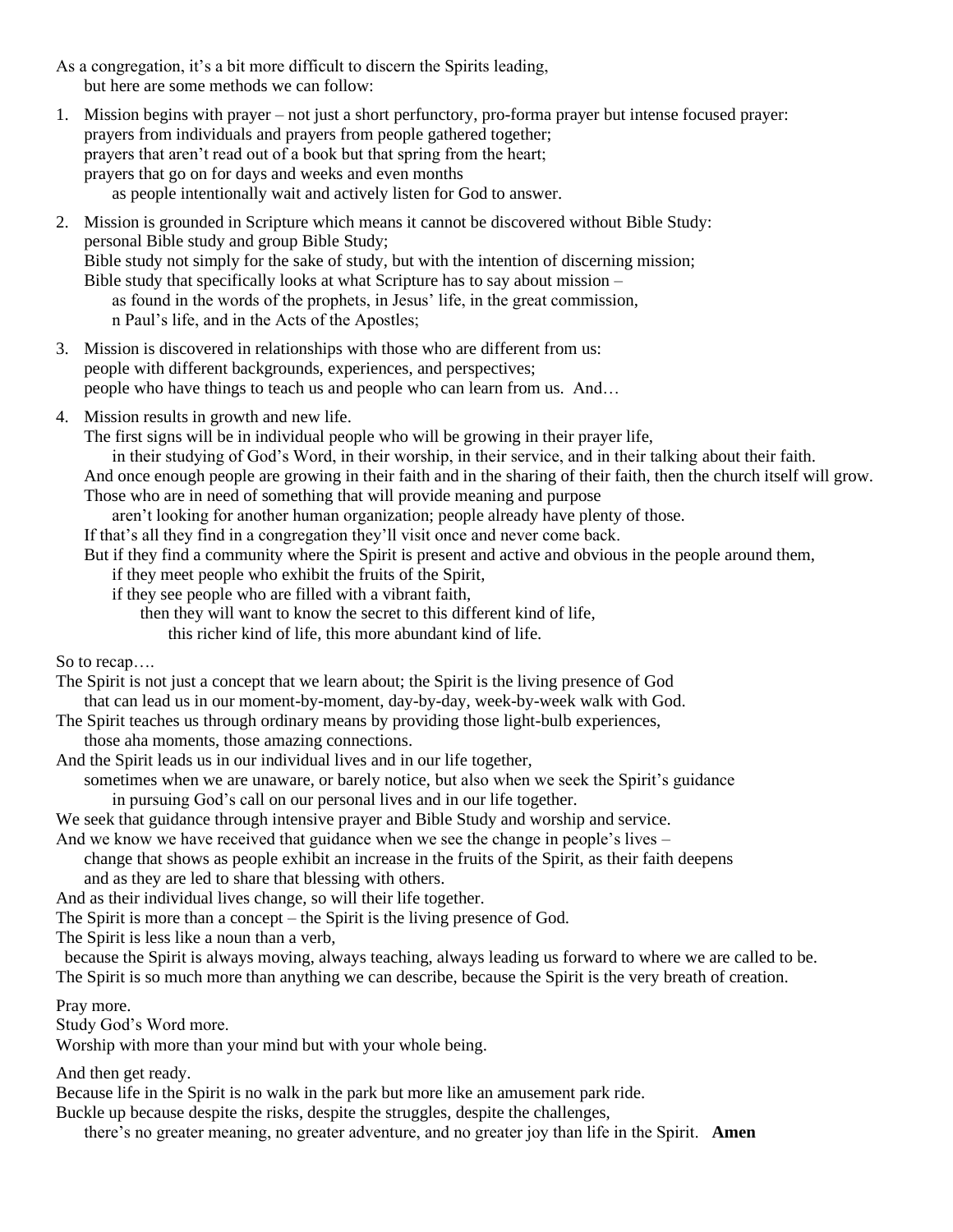As a congregation, it's a bit more difficult to discern the Spirits leading,
but here are some methods we can follow:

1. Mission begins with prayer – not just a short perfunctory, pro-forma prayer but intense focused prayer:
   prayers from individuals and prayers from people gathered together;
   prayers that aren't read out of a book but that spring from the heart;
   prayers that go on for days and weeks and even months
   as people intentionally wait and actively listen for God to answer.

2. Mission is grounded in Scripture which means it cannot be discovered without Bible Study:
   personal Bible study and group Bible Study;
   Bible study not simply for the sake of study, but with the intention of discerning mission;
   Bible study that specifically looks at what Scripture has to say about mission –
   as found in the words of the prophets, in Jesus' life, in the great commission,
   n Paul's life, and in the Acts of the Apostles;

3. Mission is discovered in relationships with those who are different from us:
   people with different backgrounds, experiences, and perspectives;
   people who have things to teach us and people who can learn from us. And…

4. Mission results in growth and new life.
   The first signs will be in individual people who will be growing in their prayer life,
   in their studying of God's Word, in their worship, in their service, and in their talking about their faith.
   And once enough people are growing in their faith and in the sharing of their faith, then the church itself will grow.
   Those who are in need of something that will provide meaning and purpose
   aren't looking for another human organization; people already have plenty of those.
   If that's all they find in a congregation they'll visit once and never come back.
   But if they find a community where the Spirit is present and active and obvious in the people around them,
   if they meet people who exhibit the fruits of the Spirit,
   if they see people who are filled with a vibrant faith,
   then they will want to know the secret to this different kind of life,
   this richer kind of life, this more abundant kind of life.

So to recap….

The Spirit is not just a concept that we learn about; the Spirit is the living presence of God
that can lead us in our moment-by-moment, day-by-day, week-by-week walk with God.
The Spirit teaches us through ordinary means by providing those light-bulb experiences,
those aha moments, those amazing connections.
And the Spirit leads us in our individual lives and in our life together,
sometimes when we are unaware, or barely notice, but also when we seek the Spirit's guidance
in pursuing God's call on our personal lives and in our life together.
We seek that guidance through intensive prayer and Bible Study and worship and service.
And we know we have received that guidance when we see the change in people's lives –
change that shows as people exhibit an increase in the fruits of the Spirit, as their faith deepens
and as they are led to share that blessing with others.
And as their individual lives change, so will their life together.
The Spirit is more than a concept – the Spirit is the living presence of God.
The Spirit is less like a noun than a verb,
because the Spirit is always moving, always teaching, always leading us forward to where we are called to be.
The Spirit is so much more than anything we can describe, because the Spirit is the very breath of creation.

Pray more.
Study God's Word more.
Worship with more than your mind but with your whole being.

And then get ready.
Because life in the Spirit is no walk in the park but more like an amusement park ride.
Buckle up because despite the risks, despite the struggles, despite the challenges,
there's no greater meaning, no greater adventure, and no greater joy than life in the Spirit. **Amen**